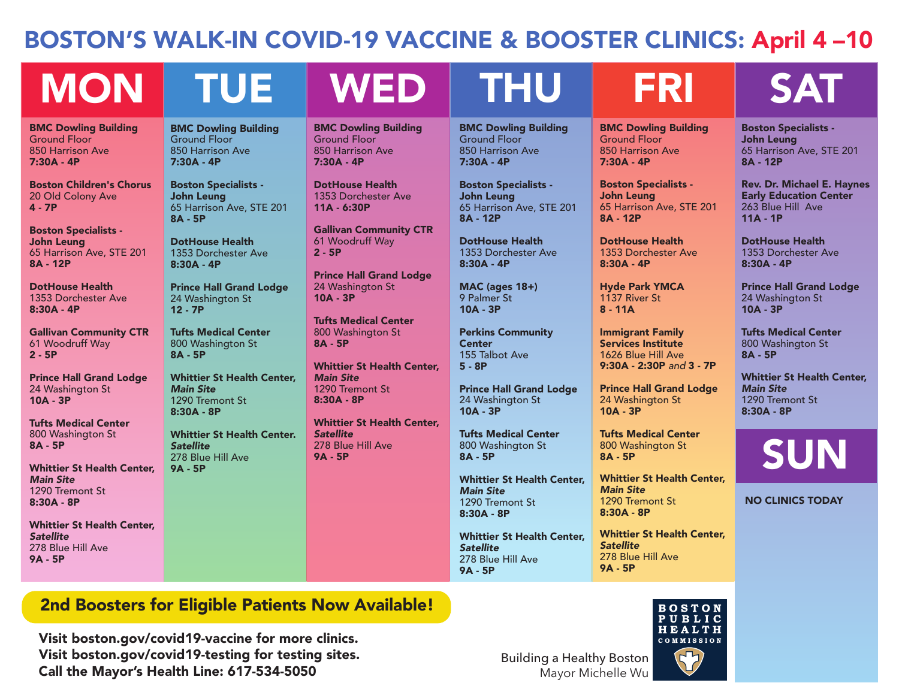# BOSTON'S WALK-IN COVID-19 VACCINE & BOOSTER CLINICS: April 4 –10

## MON

**BMC Dowling Building**
Ground Floor
850 Harrison Ave
**7:30A - 4P**

**Boston Children's Chorus**
20 Old Colony Ave
**4 - 7P**

**Boston Specialists - John Leung**
65 Harrison Ave, STE 201
**8A - 12P**

**DotHouse Health**
1353 Dorchester Ave
**8:30A - 4P**

**Gallivan Community CTR**
61 Woodruff Way
**2 - 5P**

**Prince Hall Grand Lodge**
24 Washington St
**10A - 3P**

**Tufts Medical Center**
800 Washington St
**8A - 5P**

**Whittier St Health Center, *Main Site***
1290 Tremont St
**8:30A - 8P**

**Whittier St Health Center, *Satellite***
278 Blue Hill Ave
**9A - 5P**

## TUE

**BMC Dowling Building**
Ground Floor
850 Harrison Ave
**7:30A - 4P**

**Boston Specialists - John Leung**
65 Harrison Ave, STE 201
**8A - 5P**

**DotHouse Health**
1353 Dorchester Ave
**8:30A - 4P**

**Prince Hall Grand Lodge**
24 Washington St
**12 - 7P**

**Tufts Medical Center**
800 Washington St
**8A - 5P**

**Whittier St Health Center, *Main Site***
1290 Tremont St
**8:30A - 8P**

**Whittier St Health Center. *Satellite***
278 Blue Hill Ave
**9A - 5P**

## WED

**BMC Dowling Building**
Ground Floor
850 Harrison Ave
**7:30A - 4P**

**DotHouse Health**
1353 Dorchester Ave
**11A - 6:30P**

**Gallivan Community CTR**
61 Woodruff Way
**2 - 5P**

**Prince Hall Grand Lodge**
24 Washington St
**10A - 3P**

**Tufts Medical Center**
800 Washington St
**8A - 5P**

**Whittier St Health Center, *Main Site***
1290 Tremont St
**8:30A - 8P**

**Whittier St Health Center, *Satellite***
278 Blue Hill Ave
**9A - 5P**

## THU

**BMC Dowling Building**
Ground Floor
850 Harrison Ave
**7:30A - 4P**

**Boston Specialists - John Leung**
65 Harrison Ave, STE 201
**8A - 12P**

**DotHouse Health**
1353 Dorchester Ave
**8:30A - 4P**

**MAC (ages 18+)**
9 Palmer St
**10A - 3P**

**Perkins Community Center**
155 Talbot Ave
**5 - 8P**

**Prince Hall Grand Lodge**
24 Washington St
**10A - 3P**

**Tufts Medical Center**
800 Washington St
**8A - 5P**

**Whittier St Health Center, *Main Site***
1290 Tremont St
**8:30A - 8P**

**Whittier St Health Center, *Satellite***
278 Blue Hill Ave
**9A - 5P**

## FRI

**BMC Dowling Building**
Ground Floor
850 Harrison Ave
**7:30A - 4P**

**Boston Specialists - John Leung**
65 Harrison Ave, STE 201
**8A - 12P**

**DotHouse Health**
1353 Dorchester Ave
**8:30A - 4P**

**Hyde Park YMCA**
1137 River St
**8 - 11A**

**Immigrant Family Services Institute**
1626 Blue Hill Ave
**9:30A - 2:30P** *and* **3 - 7P**

**Prince Hall Grand Lodge**
24 Washington St
**10A - 3P**

**Tufts Medical Center**
800 Washington St
**8A - 5P**

**Whittier St Health Center, *Main Site***
1290 Tremont St
**8:30A - 8P**

**Whittier St Health Center, *Satellite***
278 Blue Hill Ave
**9A - 5P**

## SAT

**Boston Specialists - John Leung**
65 Harrison Ave, STE 201
**8A - 12P**

**Rev. Dr. Michael E. Haynes Early Education Center**
263 Blue Hill Ave
**11A - 1P**

**DotHouse Health**
1353 Dorchester Ave
**8:30A - 4P**

**Prince Hall Grand Lodge**
24 Washington St
**10A - 3P**

**Tufts Medical Center**
800 Washington St
**8A - 5P**

**Whittier St Health Center, *Main Site***
1290 Tremont St
**8:30A - 8P**

## SUN

**NO CLINICS TODAY**

---

**2nd Boosters for Eligible Patients Now Available!**

**Visit boston.gov/covid19-vaccine for more clinics.**
**Visit boston.gov/covid19-testing for testing sites.**
**Call the Mayor's Health Line: 617-534-5050**

Building a Healthy Boston
Mayor Michelle Wu

BOSTON PUBLIC HEALTH COMMISSION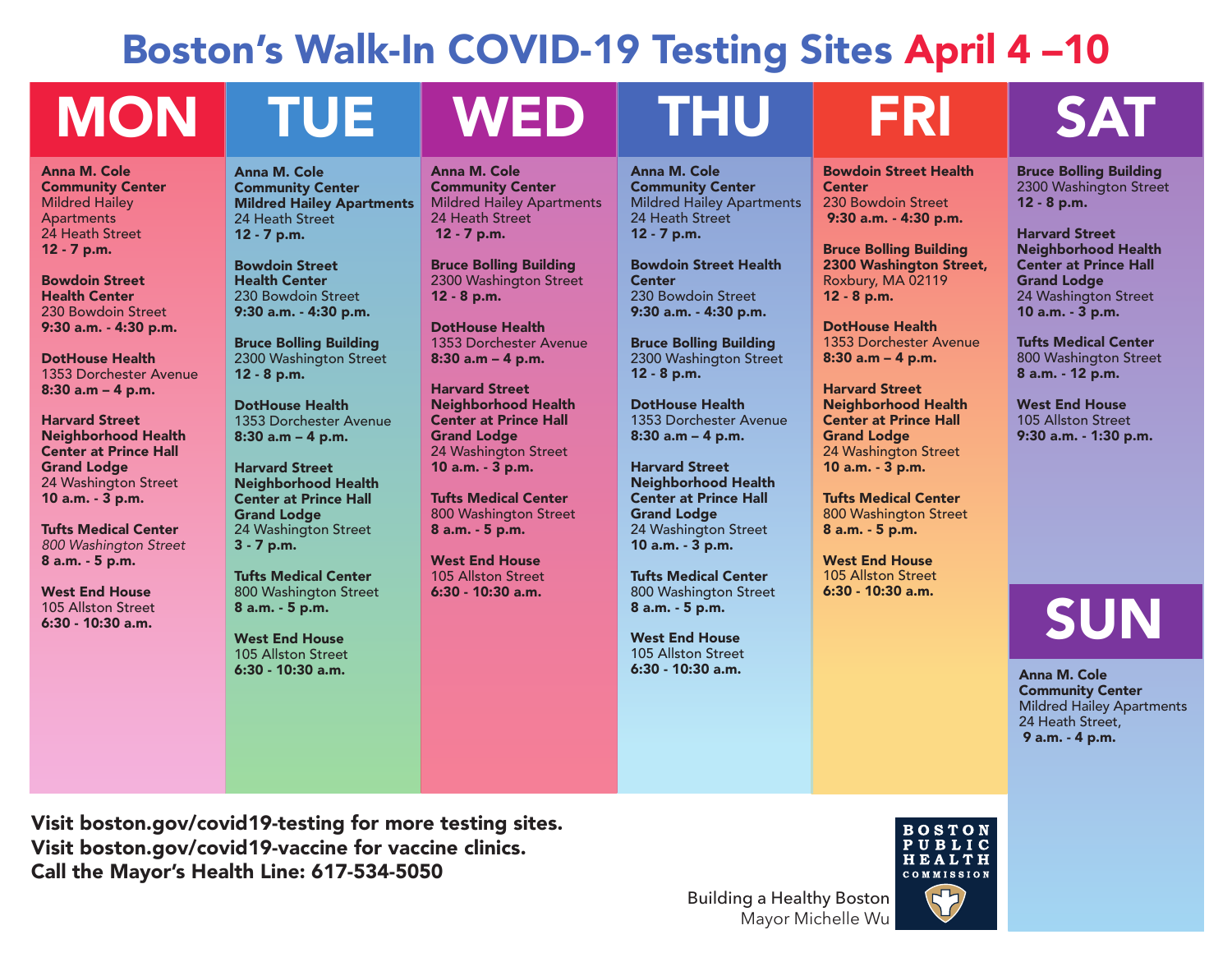# Boston's Walk-In COVID-19 Testing Sites April 4 –10

## MON

**Anna M. Cole Community Center**
Mildred Hailey Apartments
24 Heath Street
**12 - 7 p.m.**

**Bowdoin Street Health Center**
230 Bowdoin Street
**9:30 a.m. - 4:30 p.m.**

**DotHouse Health**
1353 Dorchester Avenue
**8:30 a.m – 4 p.m.**

**Harvard Street Neighborhood Health Center at Prince Hall Grand Lodge**
24 Washington Street
**10 a.m. - 3 p.m.**

**Tufts Medical Center**
*800 Washington Street*
**8 a.m. - 5 p.m.**

**West End House**
105 Allston Street
**6:30 - 10:30 a.m.**

## TUE

**Anna M. Cole Community Center Mildred Hailey Apartments**
24 Heath Street
**12 - 7 p.m.**

**Bowdoin Street Health Center**
230 Bowdoin Street
**9:30 a.m. - 4:30 p.m.**

**Bruce Bolling Building**
2300 Washington Street
**12 - 8 p.m.**

**DotHouse Health**
1353 Dorchester Avenue
**8:30 a.m – 4 p.m.**

**Harvard Street Neighborhood Health Center at Prince Hall Grand Lodge**
24 Washington Street
**3 - 7 p.m.**

**Tufts Medical Center**
800 Washington Street
**8 a.m. - 5 p.m.**

**West End House**
105 Allston Street
**6:30 - 10:30 a.m.**

## WED

**Anna M. Cole Community Center**
Mildred Hailey Apartments
24 Heath Street
**12 - 7 p.m.**

**Bruce Bolling Building**
2300 Washington Street
**12 - 8 p.m.**

**DotHouse Health**
1353 Dorchester Avenue
**8:30 a.m – 4 p.m.**

**Harvard Street Neighborhood Health Center at Prince Hall Grand Lodge**
24 Washington Street
**10 a.m. - 3 p.m.**

**Tufts Medical Center**
800 Washington Street
**8 a.m. - 5 p.m.**

**West End House**
105 Allston Street
**6:30 - 10:30 a.m.**

## THU

**Anna M. Cole Community Center**
Mildred Hailey Apartments
24 Heath Street
**12 - 7 p.m.**

**Bowdoin Street Health Center**
230 Bowdoin Street
**9:30 a.m. - 4:30 p.m.**

**Bruce Bolling Building**
2300 Washington Street
**12 - 8 p.m.**

**DotHouse Health**
1353 Dorchester Avenue
**8:30 a.m – 4 p.m.**

**Harvard Street Neighborhood Health Center at Prince Hall Grand Lodge**
24 Washington Street
**10 a.m. - 3 p.m.**

**Tufts Medical Center**
800 Washington Street
**8 a.m. - 5 p.m.**

**West End House**
105 Allston Street
**6:30 - 10:30 a.m.**

## FRI

**Bowdoin Street Health Center**
230 Bowdoin Street
**9:30 a.m. - 4:30 p.m.**

**Bruce Bolling Building**
**2300 Washington Street,**
Roxbury, MA 02119
**12 - 8 p.m.**

**DotHouse Health**
1353 Dorchester Avenue
**8:30 a.m – 4 p.m.**

**Harvard Street Neighborhood Health Center at Prince Hall Grand Lodge**
24 Washington Street
**10 a.m. - 3 p.m.**

**Tufts Medical Center**
800 Washington Street
**8 a.m. - 5 p.m.**

**West End House**
105 Allston Street
**6:30 - 10:30 a.m.**

## SAT

**Bruce Bolling Building**
2300 Washington Street
**12 - 8 p.m.**

**Harvard Street Neighborhood Health Center at Prince Hall Grand Lodge**
24 Washington Street
**10 a.m. - 3 p.m.**

**Tufts Medical Center**
800 Washington Street
**8 a.m. - 12 p.m.**

**West End House**
105 Allston Street
**9:30 a.m. - 1:30 p.m.**

## SUN

**Anna M. Cole Community Center**
Mildred Hailey Apartments
24 Heath Street,
**9 a.m. - 4 p.m.**

---

**Visit boston.gov/covid19-testing for more testing sites.**
**Visit boston.gov/covid19-vaccine for vaccine clinics.**
**Call the Mayor's Health Line: 617-534-5050**

Building a Healthy Boston
Mayor Michelle Wu

BOSTON PUBLIC HEALTH COMMISSION